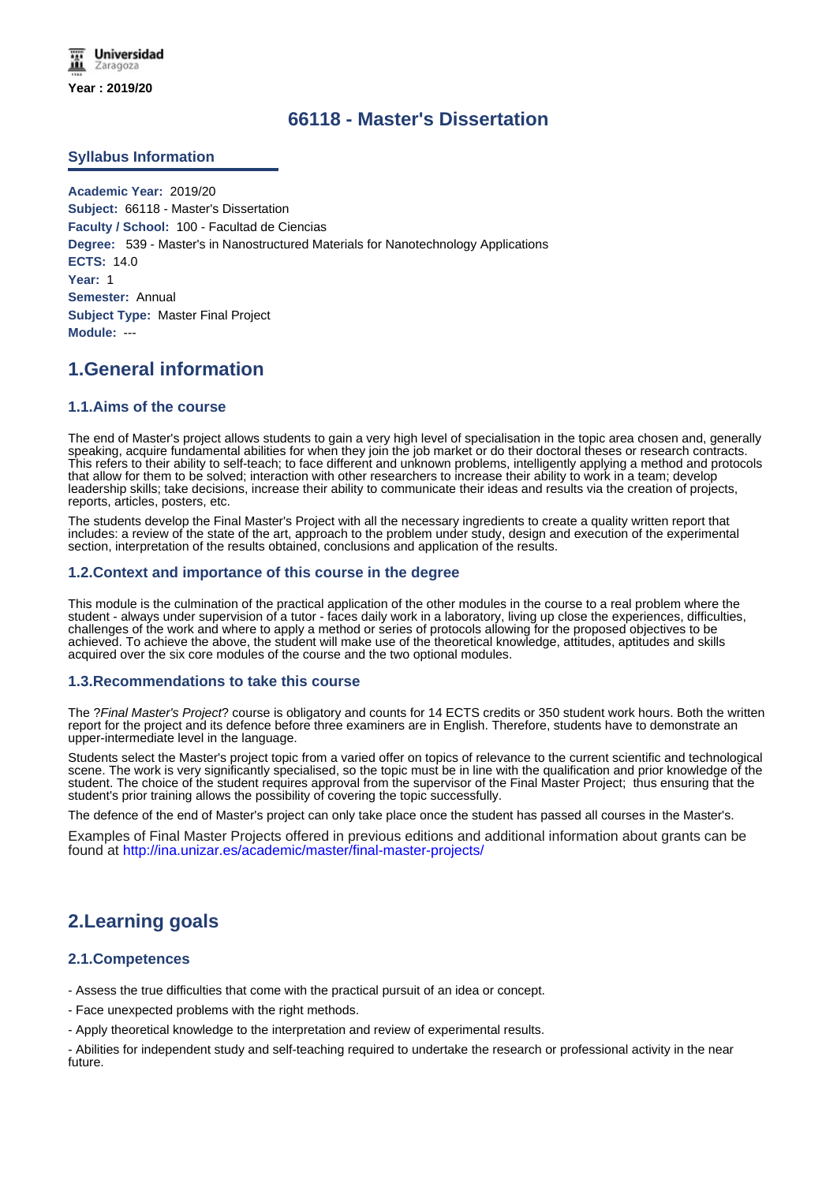Universidad Zaragoza

**Year : 2019/20**

# 66118 - Master's Dissertation

## Syllabus Information

**Academic Year:** 2019/20
**Subject:** 66118 - Master's Dissertation
**Faculty / School:** 100 - Facultad de Ciencias
**Degree:** 539 - Master's in Nanostructured Materials for Nanotechnology Applications
**ECTS:** 14.0
**Year:** 1
**Semester:** Annual
**Subject Type:** Master Final Project
**Module:** ---

## 1.General information

### 1.1.Aims of the course

The end of Master's project allows students to gain a very high level of specialisation in the topic area chosen and, generally speaking, acquire fundamental abilities for when they join the job market or do their doctoral theses or research contracts. This refers to their ability to self-teach; to face different and unknown problems, intelligently applying a method and protocols that allow for them to be solved; interaction with other researchers to increase their ability to work in a team; develop leadership skills; take decisions, increase their ability to communicate their ideas and results via the creation of projects, reports, articles, posters, etc.

The students develop the Final Master's Project with all the necessary ingredients to create a quality written report that includes: a review of the state of the art, approach to the problem under study, design and execution of the experimental section, interpretation of the results obtained, conclusions and application of the results.

### 1.2.Context and importance of this course in the degree

This module is the culmination of the practical application of the other modules in the course to a real problem where the student - always under supervision of a tutor - faces daily work in a laboratory, living up close the experiences, difficulties, challenges of the work and where to apply a method or series of protocols allowing for the proposed objectives to be achieved. To achieve the above, the student will make use of the theoretical knowledge, attitudes, aptitudes and skills acquired over the six core modules of the course and the two optional modules.

### 1.3.Recommendations to take this course

The ?*Final Master's Project*? course is obligatory and counts for 14 ECTS credits or 350 student work hours. Both the written report for the project and its defence before three examiners are in English. Therefore, students have to demonstrate an upper-intermediate level in the language.

Students select the Master's project topic from a varied offer on topics of relevance to the current scientific and technological scene. The work is very significantly specialised, so the topic must be in line with the qualification and prior knowledge of the student. The choice of the student requires approval from the supervisor of the Final Master Project; thus ensuring that the student's prior training allows the possibility of covering the topic successfully.

The defence of the end of Master's project can only take place once the student has passed all courses in the Master's.

Examples of Final Master Projects offered in previous editions and additional information about grants can be found at http://ina.unizar.es/academic/master/final-master-projects/

## 2.Learning goals

### 2.1.Competences

- Assess the true difficulties that come with the practical pursuit of an idea or concept.

- Face unexpected problems with the right methods.

- Apply theoretical knowledge to the interpretation and review of experimental results.

- Abilities for independent study and self-teaching required to undertake the research or professional activity in the near future.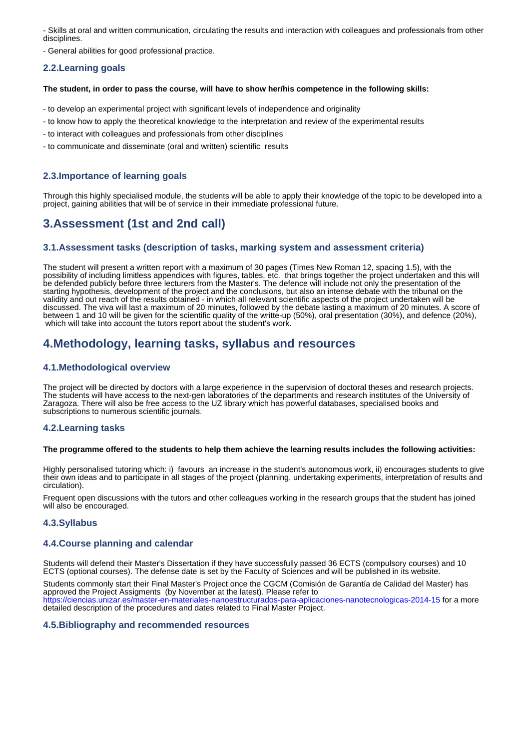- Skills at oral and written communication, circulating the results and interaction with colleagues and professionals from other disciplines.

- General abilities for good professional practice.

### 2.2.Learning goals

**The student, in order to pass the course, will have to show her/his competence in the following skills:**

- to develop an experimental project with significant levels of independence and originality
- to know how to apply the theoretical knowledge to the interpretation and review of the experimental results
- to interact with colleagues and professionals from other disciplines
- to communicate and disseminate (oral and written) scientific results

### 2.3.Importance of learning goals

Through this highly specialised module, the students will be able to apply their knowledge of the topic to be developed into a project, gaining abilities that will be of service in their immediate professional future.

## 3.Assessment (1st and 2nd call)

### 3.1.Assessment tasks (description of tasks, marking system and assessment criteria)

The student will present a written report with a maximum of 30 pages (Times New Roman 12, spacing 1.5), with the possibility of including limitless appendices with figures, tables, etc. that brings together the project undertaken and this will be defended publicly before three lecturers from the Master's. The defence will include not only the presentation of the starting hypothesis, development of the project and the conclusions, but also an intense debate with the tribunal on the validity and out reach of the results obtained - in which all relevant scientific aspects of the project undertaken will be discussed. The viva will last a maximum of 20 minutes, followed by the debate lasting a maximum of 20 minutes. A score of between 1 and 10 will be given for the scientific quality of the writte-up (50%), oral presentation (30%), and defence (20%), which will take into account the tutors report about the student's work.

## 4.Methodology, learning tasks, syllabus and resources

### 4.1.Methodological overview

The project will be directed by doctors with a large experience in the supervision of doctoral theses and research projects. The students will have access to the next-gen laboratories of the departments and research institutes of the University of Zaragoza. There will also be free access to the UZ library which has powerful databases, specialised books and subscriptions to numerous scientific journals.

### 4.2.Learning tasks

**The programme offered to the students to help them achieve the learning results includes the following activities:**

Highly personalised tutoring which: i) favours an increase in the student's autonomous work, ii) encourages students to give their own ideas and to participate in all stages of the project (planning, undertaking experiments, interpretation of results and circulation).

Frequent open discussions with the tutors and other colleagues working in the research groups that the student has joined will also be encouraged.

### 4.3.Syllabus

### 4.4.Course planning and calendar

Students will defend their Master's Dissertation if they have successfully passed 36 ECTS (compulsory courses) and 10 ECTS (optional courses). The defense date is set by the Faculty of Sciences and will be published in its website.

Students commonly start their Final Master's Project once the CGCM (Comisión de Garantía de Calidad del Master) has approved the Project Assigments (by November at the latest). Please refer to https://ciencias.unizar.es/master-en-materiales-nanoestructurados-para-aplicaciones-nanotecnologicas-2014-15 for a more detailed description of the procedures and dates related to Final Master Project.

### 4.5.Bibliography and recommended resources